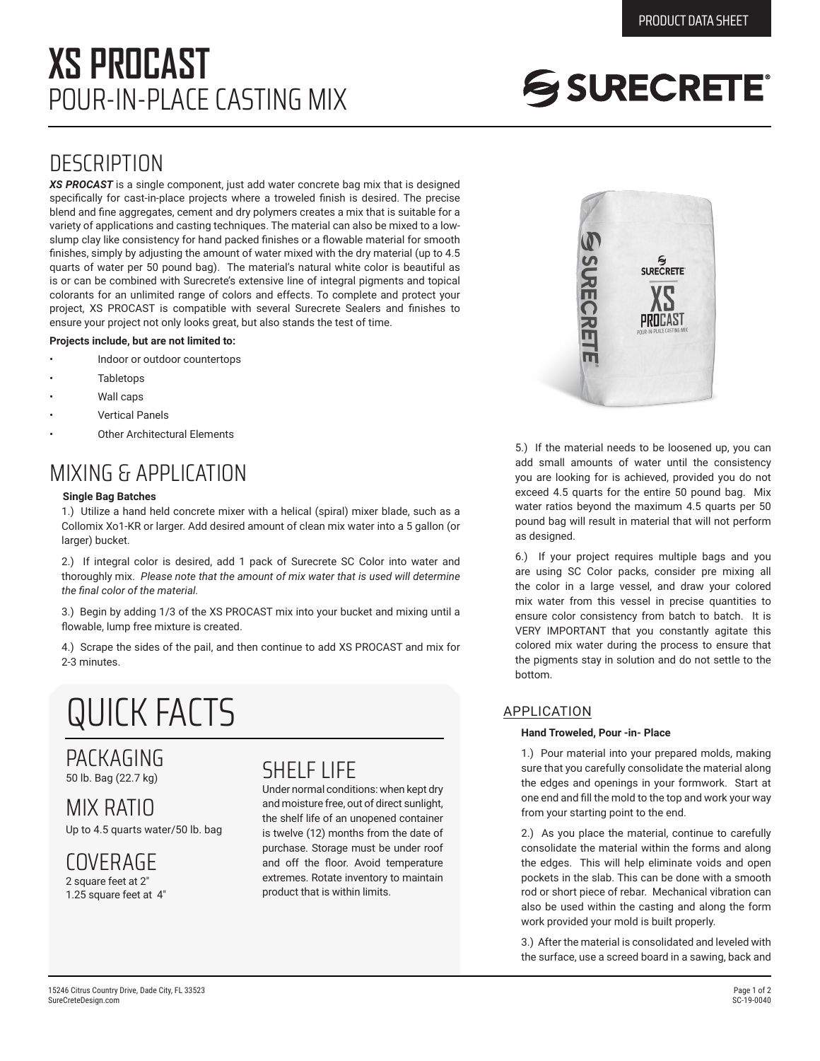PRODUCT DATA SHEET

# XS PROCAST
## POUR-IN-PLACE CASTING MIX

SURECRETE®

## DESCRIPTION

***XS PROCAST*** is a single component, just add water concrete bag mix that is designed specifically for cast-in-place projects where a troweled finish is desired. The precise blend and fine aggregates, cement and dry polymers creates a mix that is suitable for a variety of applications and casting techniques. The material can also be mixed to a low-slump clay like consistency for hand packed finishes or a flowable material for smooth finishes, simply by adjusting the amount of water mixed with the dry material (up to 4.5 quarts of water per 50 pound bag). The material's natural white color is beautiful as is or can be combined with Surecrete's extensive line of integral pigments and topical colorants for an unlimited range of colors and effects. To complete and protect your project, XS PROCAST is compatible with several Surecrete Sealers and finishes to ensure your project not only looks great, but also stands the test of time.

**Projects include, but are not limited to:**

- Indoor or outdoor countertops
- Tabletops
- Wall caps
- Vertical Panels
- Other Architectural Elements

## MIXING & APPLICATION

**Single Bag Batches**

1.) Utilize a hand held concrete mixer with a helical (spiral) mixer blade, such as a Collomix Xo1-KR or larger. Add desired amount of clean mix water into a 5 gallon (or larger) bucket.

2.) If integral color is desired, add 1 pack of Surecrete SC Color into water and thoroughly mix. *Please note that the amount of mix water that is used will determine the final color of the material.*

3.) Begin by adding 1/3 of the XS PROCAST mix into your bucket and mixing until a flowable, lump free mixture is created.

4.) Scrape the sides of the pail, and then continue to add XS PROCAST and mix for 2-3 minutes.

5.) If the material needs to be loosened up, you can add small amounts of water until the consistency you are looking for is achieved, provided you do not exceed 4.5 quarts for the entire 50 pound bag. Mix water ratios beyond the maximum 4.5 quarts per 50 pound bag will result in material that will not perform as designed.

6.) If your project requires multiple bags and you are using SC Color packs, consider pre mixing all the color in a large vessel, and draw your colored mix water from this vessel in precise quantities to ensure color consistency from batch to batch. It is VERY IMPORTANT that you constantly agitate this colored mix water during the process to ensure that the pigments stay in solution and do not settle to the bottom.

## QUICK FACTS

### PACKAGING
50 lb. Bag (22.7 kg)

### MIX RATIO
Up to 4.5 quarts water/50 lb. bag

### COVERAGE
2 square feet at 2"
1.25 square feet at 4"

### SHELF LIFE
Under normal conditions: when kept dry and moisture free, out of direct sunlight, the shelf life of an unopened container is twelve (12) months from the date of purchase. Storage must be under roof and off the floor. Avoid temperature extremes. Rotate inventory to maintain product that is within limits.

### APPLICATION

**Hand Troweled, Pour -in- Place**

1.) Pour material into your prepared molds, making sure that you carefully consolidate the material along the edges and openings in your formwork. Start at one end and fill the mold to the top and work your way from your starting point to the end.

2.) As you place the material, continue to carefully consolidate the material within the forms and along the edges. This will help eliminate voids and open pockets in the slab. This can be done with a smooth rod or short piece of rebar. Mechanical vibration can also be used within the casting and along the form work provided your mold is built properly.

3.) After the material is consolidated and leveled with the surface, use a screed board in a sawing, back and

15246 Citrus Country Drive, Dade City, FL 33523
SureCreteDesign.com

SC-19-0040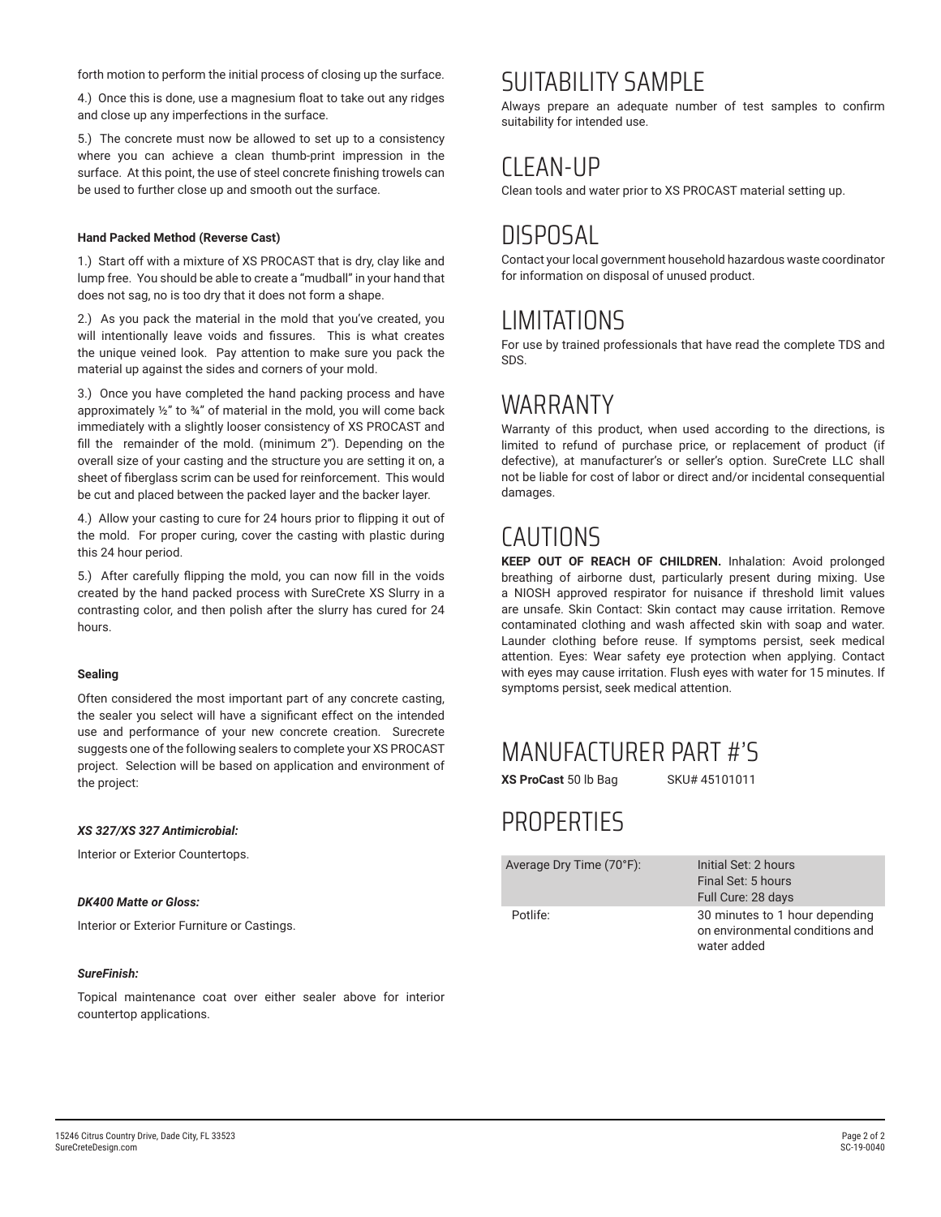forth motion to perform the initial process of closing up the surface.

4.) Once this is done, use a magnesium float to take out any ridges and close up any imperfections in the surface.

5.) The concrete must now be allowed to set up to a consistency where you can achieve a clean thumb-print impression in the surface. At this point, the use of steel concrete finishing trowels can be used to further close up and smooth out the surface.

**Hand Packed Method (Reverse Cast)**

1.) Start off with a mixture of XS PROCAST that is dry, clay like and lump free. You should be able to create a "mudball" in your hand that does not sag, no is too dry that it does not form a shape.

2.) As you pack the material in the mold that you've created, you will intentionally leave voids and fissures. This is what creates the unique veined look. Pay attention to make sure you pack the material up against the sides and corners of your mold.

3.) Once you have completed the hand packing process and have approximately ½" to ¾" of material in the mold, you will come back immediately with a slightly looser consistency of XS PROCAST and fill the remainder of the mold. (minimum 2"). Depending on the overall size of your casting and the structure you are setting it on, a sheet of fiberglass scrim can be used for reinforcement. This would be cut and placed between the packed layer and the backer layer.

4.) Allow your casting to cure for 24 hours prior to flipping it out of the mold. For proper curing, cover the casting with plastic during this 24 hour period.

5.) After carefully flipping the mold, you can now fill in the voids created by the hand packed process with SureCrete XS Slurry in a contrasting color, and then polish after the slurry has cured for 24 hours.

**Sealing**

Often considered the most important part of any concrete casting, the sealer you select will have a significant effect on the intended use and performance of your new concrete creation. Surecrete suggests one of the following sealers to complete your XS PROCAST project. Selection will be based on application and environment of the project:

***XS 327/XS 327 Antimicrobial:***

Interior or Exterior Countertops.

***DK400 Matte or Gloss:***

Interior or Exterior Furniture or Castings.

***SureFinish:***

Topical maintenance coat over either sealer above for interior countertop applications.

# SUITABILITY SAMPLE

Always prepare an adequate number of test samples to confirm suitability for intended use.

# CLEAN-UP

Clean tools and water prior to XS PROCAST material setting up.

# DISPOSAL

Contact your local government household hazardous waste coordinator for information on disposal of unused product.

# LIMITATIONS

For use by trained professionals that have read the complete TDS and SDS.

# WARRANTY

Warranty of this product, when used according to the directions, is limited to refund of purchase price, or replacement of product (if defective), at manufacturer's or seller's option. SureCrete LLC shall not be liable for cost of labor or direct and/or incidental consequential damages.

# CAUTIONS

**KEEP OUT OF REACH OF CHILDREN.** Inhalation: Avoid prolonged breathing of airborne dust, particularly present during mixing. Use a NIOSH approved respirator for nuisance if threshold limit values are unsafe. Skin Contact: Skin contact may cause irritation. Remove contaminated clothing and wash affected skin with soap and water. Launder clothing before reuse. If symptoms persist, seek medical attention. Eyes: Wear safety eye protection when applying. Contact with eyes may cause irritation. Flush eyes with water for 15 minutes. If symptoms persist, seek medical attention.

# MANUFACTURER PART #'S

**XS ProCast** 50 lb Bag SKU# 45101011

# PROPERTIES

| | |
|---|---|
| Average Dry Time (70°F): | Initial Set: 2 hours<br>Final Set: 5 hours<br>Full Cure: 28 days |
| Potlife: | 30 minutes to 1 hour depending on environmental conditions and water added |

15246 Citrus Country Drive, Dade City, FL 33523
SureCreteDesign.com

SC-19-0040